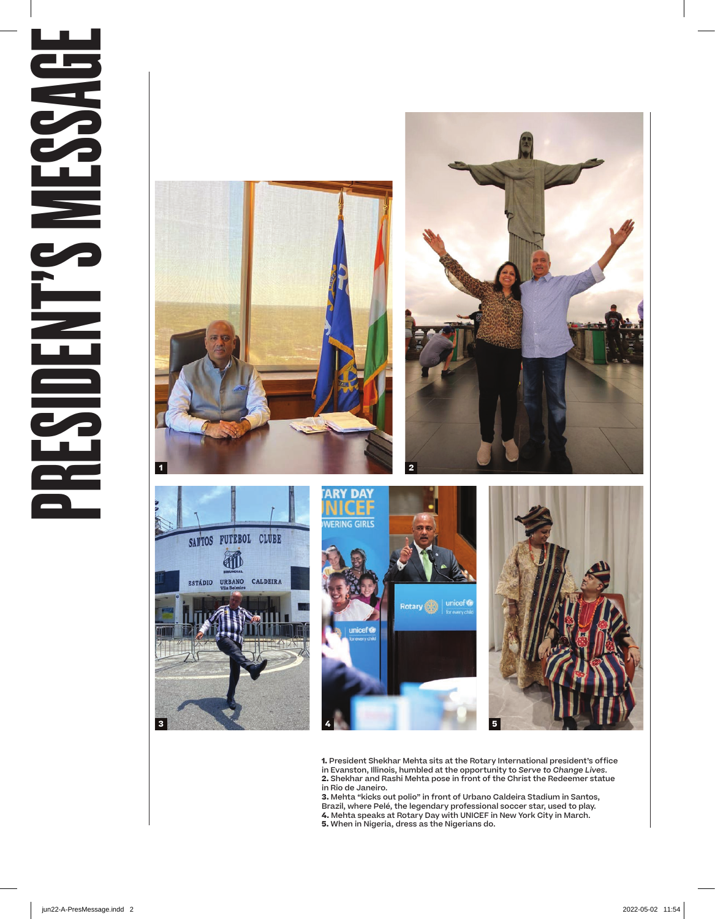# PRESIDENT'S MESSAGE

**1.** President Shekhar Mehta sits at the Rotary International president's office in Evanston, Illinois, humbled at the opportunity to *Serve to Change Lives*.
**2.** Shekhar and Rashi Mehta pose in front of the Christ the Redeemer statue in Rio de Janeiro.
**3.** Mehta "kicks out polio" in front of Urbano Caldeira Stadium in Santos, Brazil, where Pelé, the legendary professional soccer star, used to play.
**4.** Mehta speaks at Rotary Day with UNICEF in New York City in March.
**5.** When in Nigeria, dress as the Nigerians do.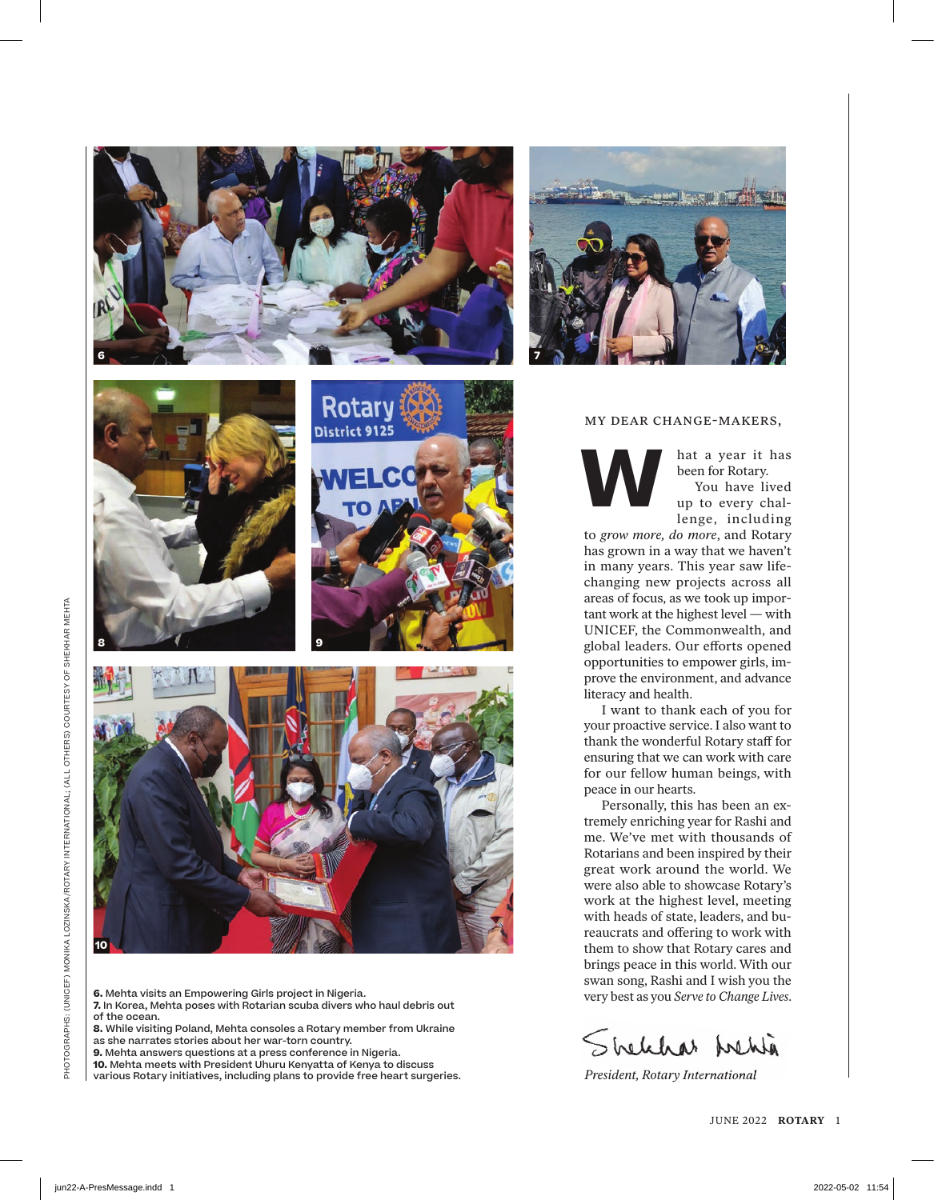6. Mehta visits an Empowering Girls project in Nigeria.
7. In Korea, Mehta poses with Rotarian scuba divers who haul debris out of the ocean.
8. While visiting Poland, Mehta consoles a Rotary member from Ukraine as she narrates stories about her war-torn country.
9. Mehta answers questions at a press conference in Nigeria.
10. Mehta meets with President Uhuru Kenyatta of Kenya to discuss various Rotary initiatives, including plans to provide free heart surgeries.

PHOTOGRAPHS: (UNICEF) MONIKA LOZINSKA/ROTARY INTERNATIONAL; (ALL OTHERS) COURTESY OF SHEKHAR MEHTA

MY DEAR CHANGE-MAKERS,

What a year it has been for Rotary.

You have lived up to every challenge, including to *grow more, do more*, and Rotary has grown in a way that we haven't in many years. This year saw life-changing new projects across all areas of focus, as we took up important work at the highest level — with UNICEF, the Commonwealth, and global leaders. Our efforts opened opportunities to empower girls, improve the environment, and advance literacy and health.

I want to thank each of you for your proactive service. I also want to thank the wonderful Rotary staff for ensuring that we can work with care for our fellow human beings, with peace in our hearts.

Personally, this has been an extremely enriching year for Rashi and me. We've met with thousands of Rotarians and been inspired by their great work around the world. We were also able to showcase Rotary's work at the highest level, meeting with heads of state, leaders, and bureaucrats and offering to work with them to show that Rotary cares and brings peace in this world. With our swan song, Rashi and I wish you the very best as you *Serve to Change Lives*.

Shekhar Mehta

*President, Rotary International*